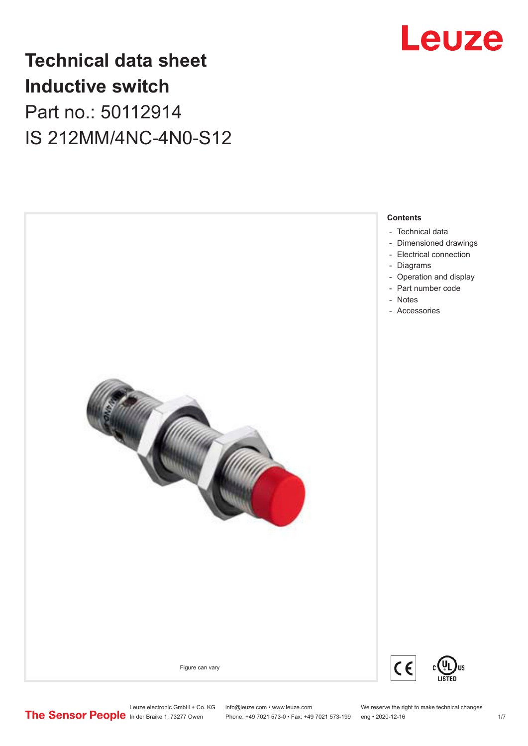# Technical data sheet
# Inductive switch

Part no.: 50112914

IS 212MM/4NC-4N0-S12

Figure can vary

**Contents**

- Technical data
- Dimensioned drawings
- Electrical connection
- Diagrams
- Operation and display
- Part number code
- Notes
- Accessories

Leuze electronic GmbH + Co. KG
In der Braike 1, 73277 Owen

info@leuze.com • www.leuze.com
Phone: +49 7021 573-0 • Fax: +49 7021 573-199

We reserve the right to make technical changes
eng • 2020-12-16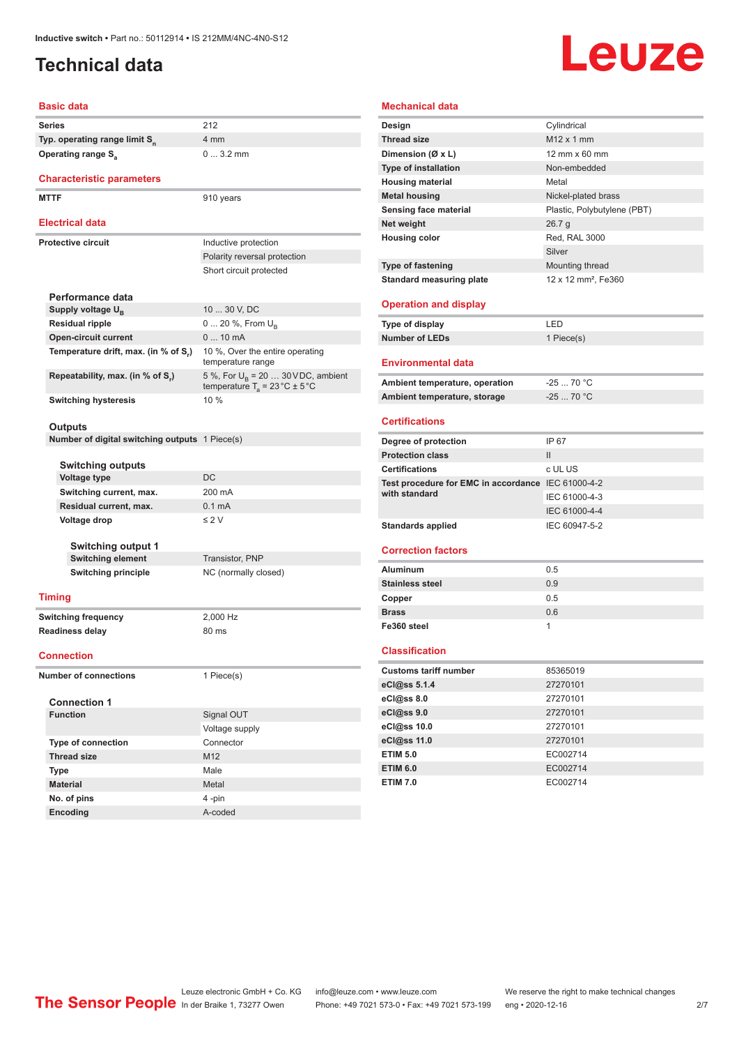# Technical data

## Basic data

| | |
|---|---|
| Series | 212 |
| Typ. operating range limit $S_n$ | 4 mm |
| Operating range $S_a$ | 0 ... 3.2 mm |

## Characteristic parameters

| | |
|---|---|
| MTTF | 910 years |

## Electrical data

| | |
|---|---|
| Protective circuit | Inductive protection |
| | Polarity reversal protection |
| | Short circuit protected |

### Performance data

| | |
|---|---|
| Supply voltage $U_B$ | 10 ... 30 V, DC |
| Residual ripple | 0 ... 20 %, From $U_B$ |
| Open-circuit current | 0 ... 10 mA |
| Temperature drift, max. (in % of $S_r$) | 10 %, Over the entire operating temperature range |
| Repeatability, max. (in % of $S_r$) | 5 %, For $U_B$ = 20 … 30 V DC, ambient temperature $T_a$ = 23 °C ± 5 °C |
| Switching hysteresis | 10 % |

### Outputs

| | |
|---|---|
| Number of digital switching outputs | 1 Piece(s) |

#### Switching outputs

| | |
|---|---|
| Voltage type | DC |
| Switching current, max. | 200 mA |
| Residual current, max. | 0.1 mA |
| Voltage drop | ≤ 2 V |

##### Switching output 1

| | |
|---|---|
| Switching element | Transistor, PNP |
| Switching principle | NC (normally closed) |

## Timing

| | |
|---|---|
| Switching frequency | 2,000 Hz |
| Readiness delay | 80 ms |

## Connection

| | |
|---|---|
| Number of connections | 1 Piece(s) |

### Connection 1

| | |
|---|---|
| Function | Signal OUT |
| | Voltage supply |
| Type of connection | Connector |
| Thread size | M12 |
| Type | Male |
| Material | Metal |
| No. of pins | 4 -pin |
| Encoding | A-coded |

## Mechanical data

| | |
|---|---|
| Design | Cylindrical |
| Thread size | M12 x 1 mm |
| Dimension (Ø x L) | 12 mm x 60 mm |
| Type of installation | Non-embedded |
| Housing material | Metal |
| Metal housing | Nickel-plated brass |
| Sensing face material | Plastic, Polybutylene (PBT) |
| Net weight | 26.7 g |
| Housing color | Red, RAL 3000 |
| | Silver |
| Type of fastening | Mounting thread |
| Standard measuring plate | 12 x 12 mm², Fe360 |

## Operation and display

| | |
|---|---|
| Type of display | LED |
| Number of LEDs | 1 Piece(s) |

## Environmental data

| | |
|---|---|
| Ambient temperature, operation | -25 ... 70 °C |
| Ambient temperature, storage | -25 ... 70 °C |

## Certifications

| | |
|---|---|
| Degree of protection | IP 67 |
| Protection class | II |
| Certifications | c UL US |
| Test procedure for EMC in accordance with standard | IEC 61000-4-2 |
| | IEC 61000-4-3 |
| | IEC 61000-4-4 |
| Standards applied | IEC 60947-5-2 |

## Correction factors

| | |
|---|---|
| Aluminum | 0.5 |
| Stainless steel | 0.9 |
| Copper | 0.5 |
| Brass | 0.6 |
| Fe360 steel | 1 |

## Classification

| | |
|---|---|
| Customs tariff number | 85365019 |
| eCl@ss 5.1.4 | 27270101 |
| eCl@ss 8.0 | 27270101 |
| eCl@ss 9.0 | 27270101 |
| eCl@ss 10.0 | 27270101 |
| eCl@ss 11.0 | 27270101 |
| ETIM 5.0 | EC002714 |
| ETIM 6.0 | EC002714 |
| ETIM 7.0 | EC002714 |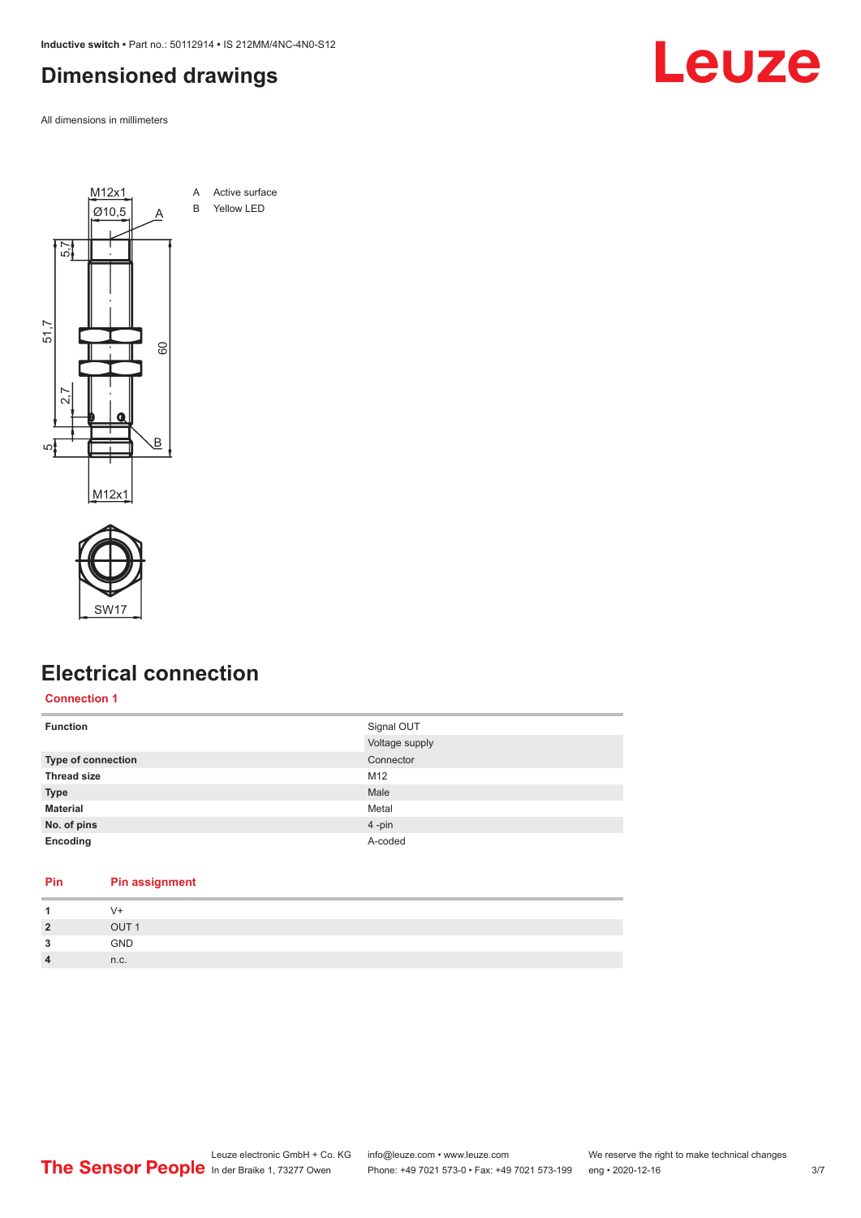# Dimensioned drawings

All dimensions in millimeters

A Active surface
B Yellow LED

# Electrical connection

## Connection 1

| Function | Signal OUT |
|---|---|
| | Voltage supply |
| Type of connection | Connector |
| Thread size | M12 |
| Type | Male |
| Material | Metal |
| No. of pins | 4 -pin |
| Encoding | A-coded |

| Pin | Pin assignment |
|---|---|
| 1 | V+ |
| 2 | OUT 1 |
| 3 | GND |
| 4 | n.c. |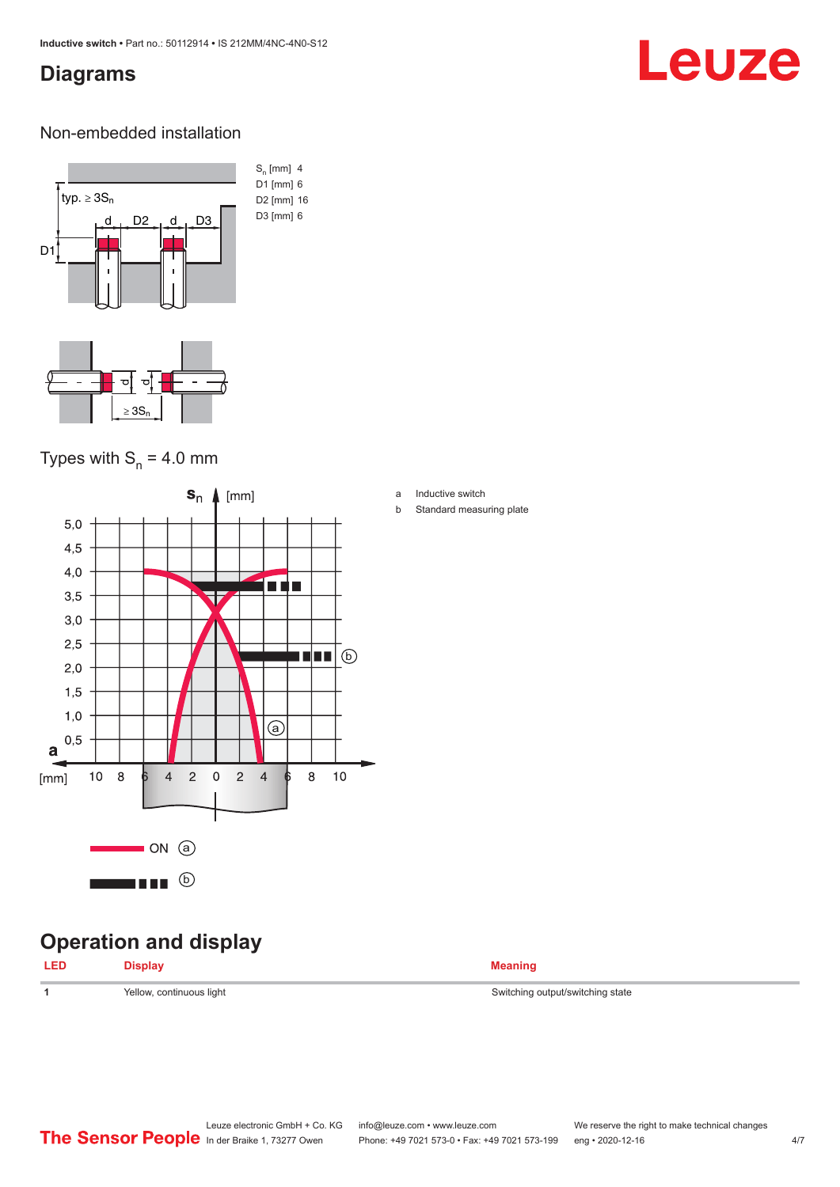## Diagrams

### Non-embedded installation

| | |
|---|---|
| $S_n$ [mm] | 4 |
| D1 [mm] | 6 |
| D2 [mm] | 16 |
| D3 [mm] | 6 |

### Types with $S_n$ = 4.0 mm

a Inductive switch

b Standard measuring plate

## Operation and display

| LED | Display | Meaning |
|---|---|---|
| 1 | Yellow, continuous light | Switching output/switching state |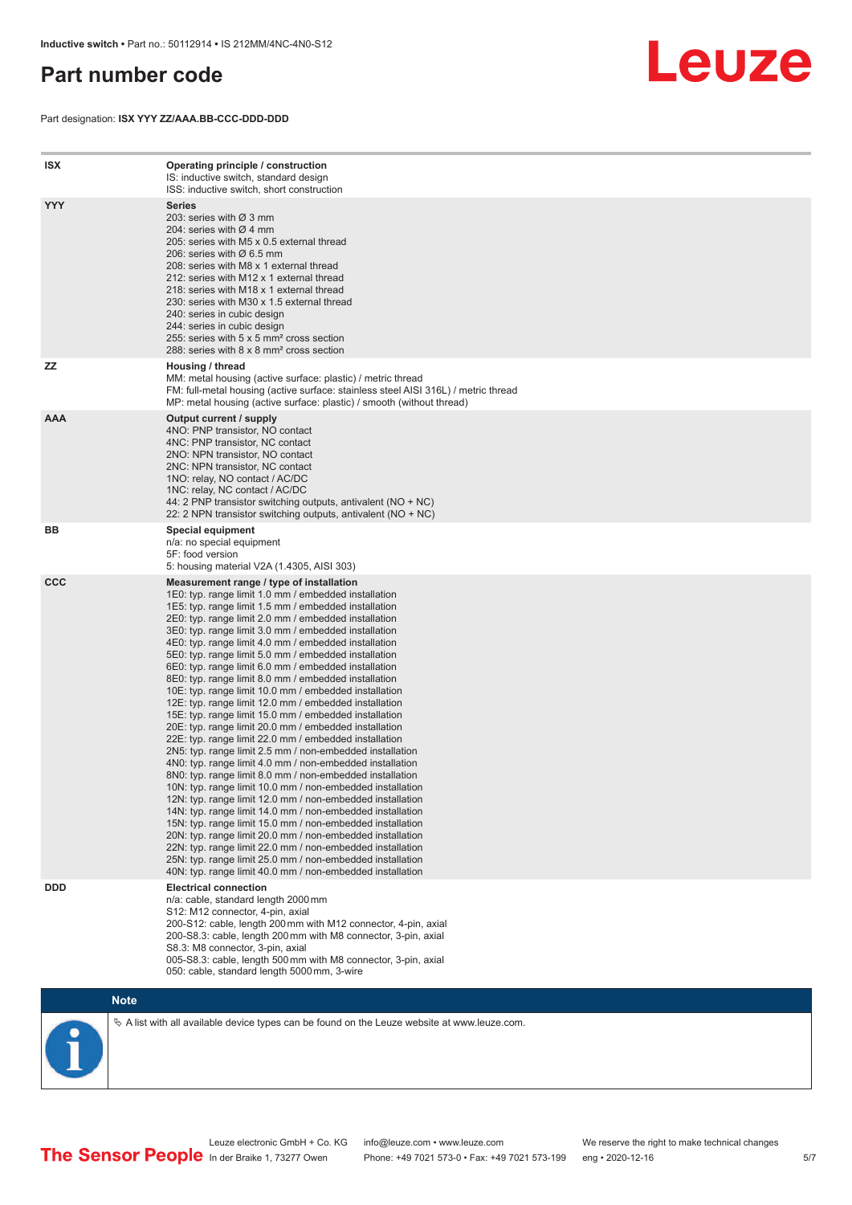# Part number code

Part designation: **ISX YYY ZZ/AAA.BB-CCC-DDD-DDD**

| | |
|---|---|
| **ISX** | **Operating principle / construction**<br>IS: inductive switch, standard design<br>ISS: inductive switch, short construction |
| **YYY** | **Series**<br>203: series with Ø 3 mm<br>204: series with Ø 4 mm<br>205: series with M5 x 0.5 external thread<br>206: series with Ø 6.5 mm<br>208: series with M8 x 1 external thread<br>212: series with M12 x 1 external thread<br>218: series with M18 x 1 external thread<br>230: series with M30 x 1.5 external thread<br>240: series in cubic design<br>244: series in cubic design<br>255: series with 5 x 5 mm² cross section<br>288: series with 8 x 8 mm² cross section |
| **ZZ** | **Housing / thread**<br>MM: metal housing (active surface: plastic) / metric thread<br>FM: full-metal housing (active surface: stainless steel AISI 316L) / metric thread<br>MP: metal housing (active surface: plastic) / smooth (without thread) |
| **AAA** | **Output current / supply**<br>4NO: PNP transistor, NO contact<br>4NC: PNP transistor, NC contact<br>2NO: NPN transistor, NO contact<br>2NC: NPN transistor, NC contact<br>1NO: relay, NO contact / AC/DC<br>1NC: relay, NC contact / AC/DC<br>44: 2 PNP transistor switching outputs, antivalent (NO + NC)<br>22: 2 NPN transistor switching outputs, antivalent (NO + NC) |
| **BB** | **Special equipment**<br>n/a: no special equipment<br>5F: food version<br>5: housing material V2A (1.4305, AISI 303) |
| **CCC** | **Measurement range / type of installation**<br>1E0: typ. range limit 1.0 mm / embedded installation<br>1E5: typ. range limit 1.5 mm / embedded installation<br>2E0: typ. range limit 2.0 mm / embedded installation<br>3E0: typ. range limit 3.0 mm / embedded installation<br>4E0: typ. range limit 4.0 mm / embedded installation<br>5E0: typ. range limit 5.0 mm / embedded installation<br>6E0: typ. range limit 6.0 mm / embedded installation<br>8E0: typ. range limit 8.0 mm / embedded installation<br>10E: typ. range limit 10.0 mm / embedded installation<br>12E: typ. range limit 12.0 mm / embedded installation<br>15E: typ. range limit 15.0 mm / embedded installation<br>20E: typ. range limit 20.0 mm / embedded installation<br>22E: typ. range limit 22.0 mm / embedded installation<br>2N5: typ. range limit 2.5 mm / non-embedded installation<br>4N0: typ. range limit 4.0 mm / non-embedded installation<br>8N0: typ. range limit 8.0 mm / non-embedded installation<br>10N: typ. range limit 10.0 mm / non-embedded installation<br>12N: typ. range limit 12.0 mm / non-embedded installation<br>14N: typ. range limit 14.0 mm / non-embedded installation<br>15N: typ. range limit 15.0 mm / non-embedded installation<br>20N: typ. range limit 20.0 mm / non-embedded installation<br>22N: typ. range limit 22.0 mm / non-embedded installation<br>25N: typ. range limit 25.0 mm / non-embedded installation<br>40N: typ. range limit 40.0 mm / non-embedded installation |
| **DDD** | **Electrical connection**<br>n/a: cable, standard length 2000 mm<br>S12: M12 connector, 4-pin, axial<br>200-S12: cable, length 200 mm with M12 connector, 4-pin, axial<br>200-S8.3: cable, length 200 mm with M8 connector, 3-pin, axial<br>S8.3: M8 connector, 3-pin, axial<br>005-S8.3: cable, length 500 mm with M8 connector, 3-pin, axial<br>050: cable, standard length 5000 mm, 3-wire |

**Note**

↳ A list with all available device types can be found on the Leuze website at www.leuze.com.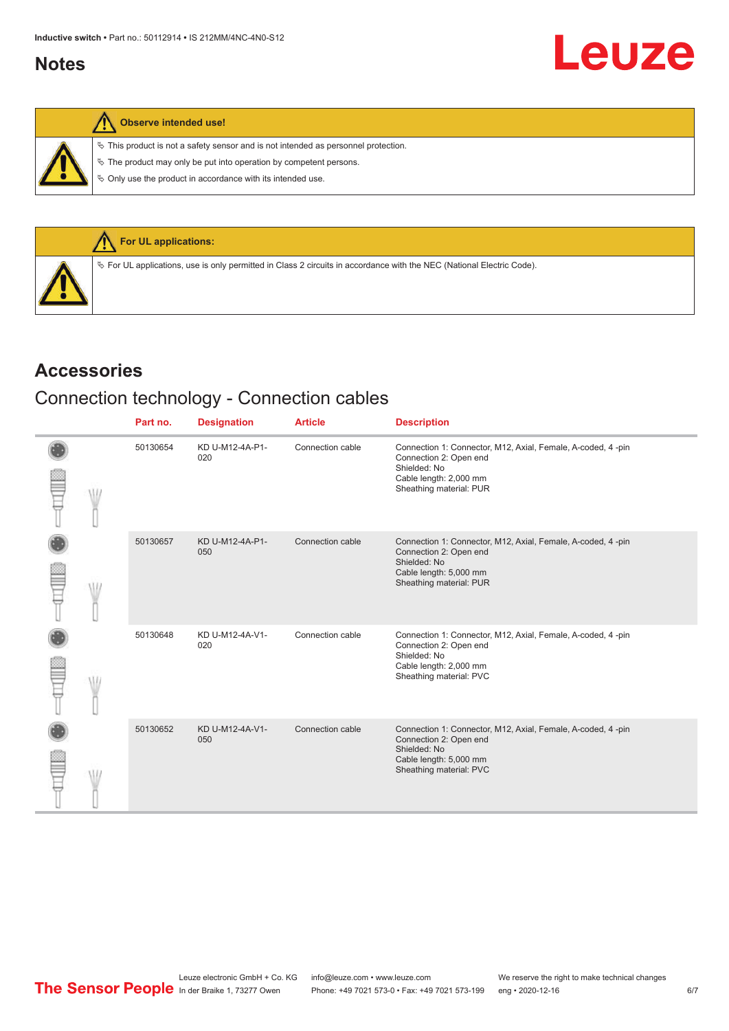## Notes

**Observe intended use!**

- This product is not a safety sensor and is not intended as personnel protection.
- The product may only be put into operation by competent persons.
- Only use the product in accordance with its intended use.

**For UL applications:**

- For UL applications, use is only permitted in Class 2 circuits in accordance with the NEC (National Electric Code).

# Accessories

## Connection technology - Connection cables

| Part no. | Designation | Article | Description |
|---|---|---|---|
| 50130654 | KD U-M12-4A-P1-020 | Connection cable | Connection 1: Connector, M12, Axial, Female, A-coded, 4 -pin<br>Connection 2: Open end<br>Shielded: No<br>Cable length: 2,000 mm<br>Sheathing material: PUR |
| 50130657 | KD U-M12-4A-P1-050 | Connection cable | Connection 1: Connector, M12, Axial, Female, A-coded, 4 -pin<br>Connection 2: Open end<br>Shielded: No<br>Cable length: 5,000 mm<br>Sheathing material: PUR |
| 50130648 | KD U-M12-4A-V1-020 | Connection cable | Connection 1: Connector, M12, Axial, Female, A-coded, 4 -pin<br>Connection 2: Open end<br>Shielded: No<br>Cable length: 2,000 mm<br>Sheathing material: PVC |
| 50130652 | KD U-M12-4A-V1-050 | Connection cable | Connection 1: Connector, M12, Axial, Female, A-coded, 4 -pin<br>Connection 2: Open end<br>Shielded: No<br>Cable length: 5,000 mm<br>Sheathing material: PVC |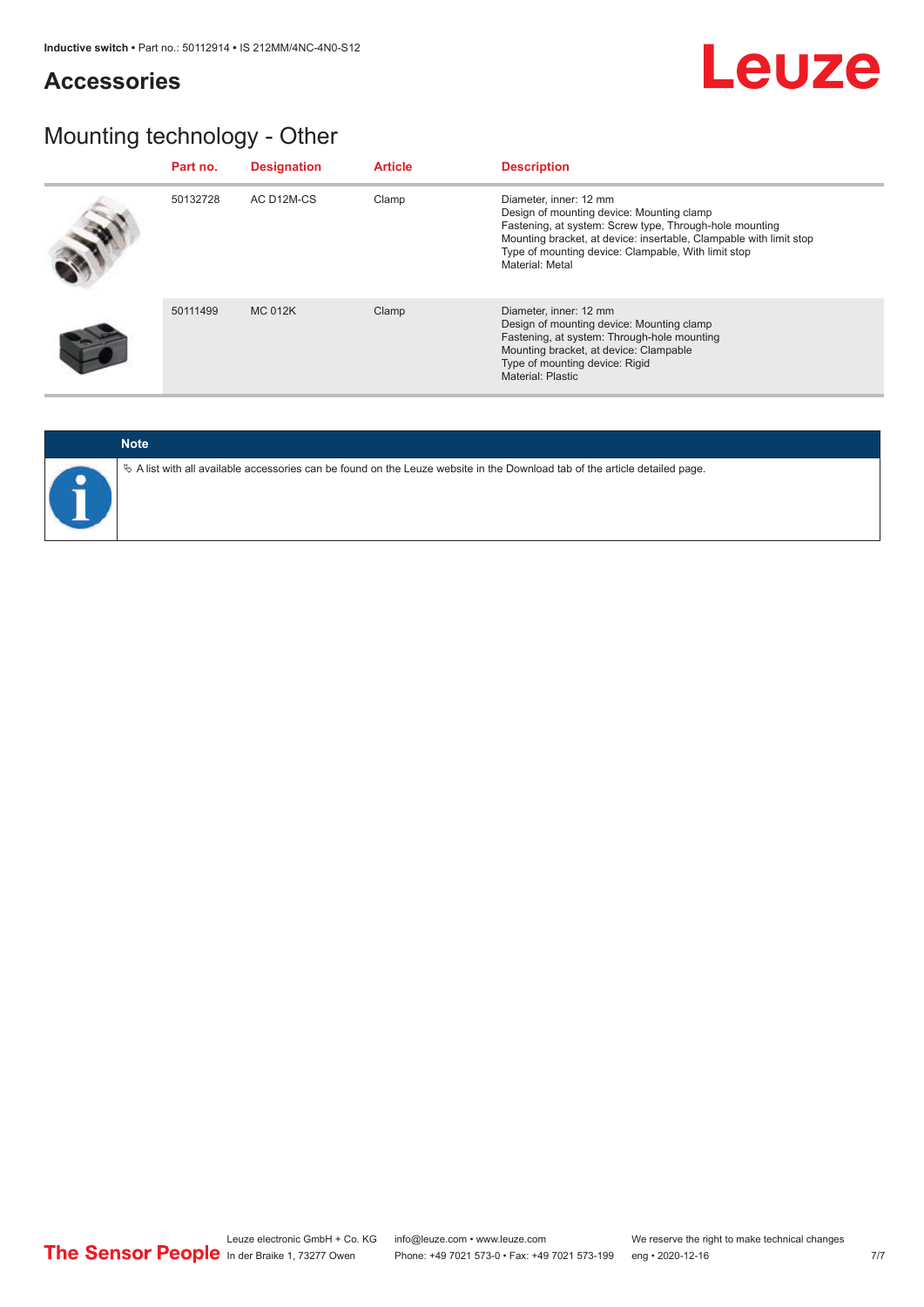## Accessories

### Mounting technology - Other

| | Part no. | Designation | Article | Description |
|---|---|---|---|---|
| | 50132728 | AC D12M-CS | Clamp | Diameter, inner: 12 mm<br>Design of mounting device: Mounting clamp<br>Fastening, at system: Screw type, Through-hole mounting<br>Mounting bracket, at device: insertable, Clampable with limit stop<br>Type of mounting device: Clampable, With limit stop<br>Material: Metal |
| | 50111499 | MC 012K | Clamp | Diameter, inner: 12 mm<br>Design of mounting device: Mounting clamp<br>Fastening, at system: Through-hole mounting<br>Mounting bracket, at device: Clampable<br>Type of mounting device: Rigid<br>Material: Plastic |

**Note**

A list with all available accessories can be found on the Leuze website in the Download tab of the article detailed page.